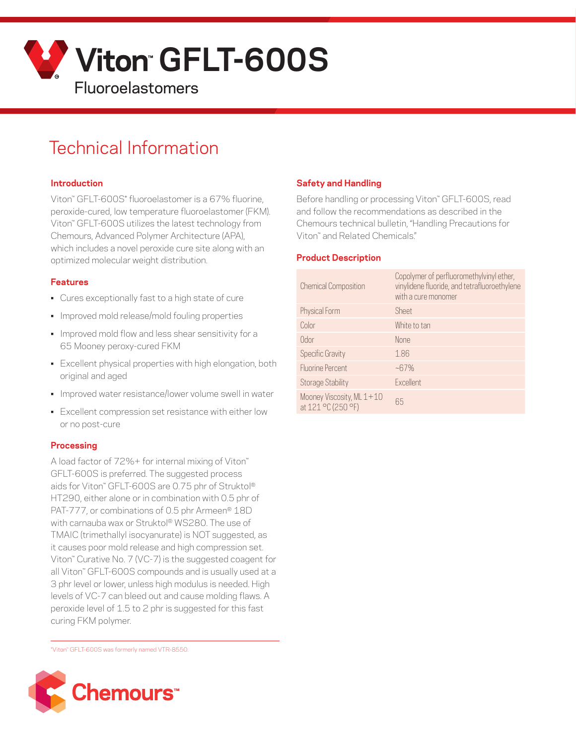# Viton™ GFLT-600S

Fluoroelastomers

## Technical Information

### Introduction

Viton™ GFLT-600S* fluoroelastomer is a 67% fluorine, peroxide-cured, low temperature fluoroelastomer (FKM). Viton™ GFLT-600S utilizes the latest technology from Chemours, Advanced Polymer Architecture (APA), which includes a novel peroxide cure site along with an optimized molecular weight distribution.

### Features

- Cures exceptionally fast to a high state of cure
- Improved mold release/mold fouling properties
- Improved mold flow and less shear sensitivity for a 65 Mooney peroxy-cured FKM
- Excellent physical properties with high elongation, both original and aged
- Improved water resistance/lower volume swell in water
- Excellent compression set resistance with either low or no post-cure

### Processing

A load factor of 72%+ for internal mixing of Viton™ GFLT-600S is preferred. The suggested process aids for Viton™ GFLT-600S are 0.75 phr of Struktol® HT290, either alone or in combination with 0.5 phr of PAT-777, or combinations of 0.5 phr Armeen® 18D with carnauba wax or Struktol® WS280. The use of TMAIC (trimethallyl isocyanurate) is NOT suggested, as it causes poor mold release and high compression set. Viton™ Curative No. 7 (VC-7) is the suggested coagent for all Viton™ GFLT-600S compounds and is usually used at a 3 phr level or lower, unless high modulus is needed. High levels of VC-7 can bleed out and cause molding flaws. A peroxide level of 1.5 to 2 phr is suggested for this fast curing FKM polymer.

*Viton™ GFLT-600S was formerly named VTR-8550.

### Safety and Handling

Before handling or processing Viton™ GFLT-600S, read and follow the recommendations as described in the Chemours technical bulletin, "Handling Precautions for Viton™ and Related Chemicals."

### Product Description

| | |
|---|---|
| Chemical Composition | Copolymer of perfluoromethylvinyl ether, vinylidene fluoride, and tetrafluoroethylene with a cure monomer |
| Physical Form | Sheet |
| Color | White to tan |
| Odor | None |
| Specific Gravity | 1.86 |
| Fluorine Percent | ~67% |
| Storage Stability | Excellent |
| Mooney Viscosity, ML 1+10 at 121 °C (250 °F) | 65 |

Chemours™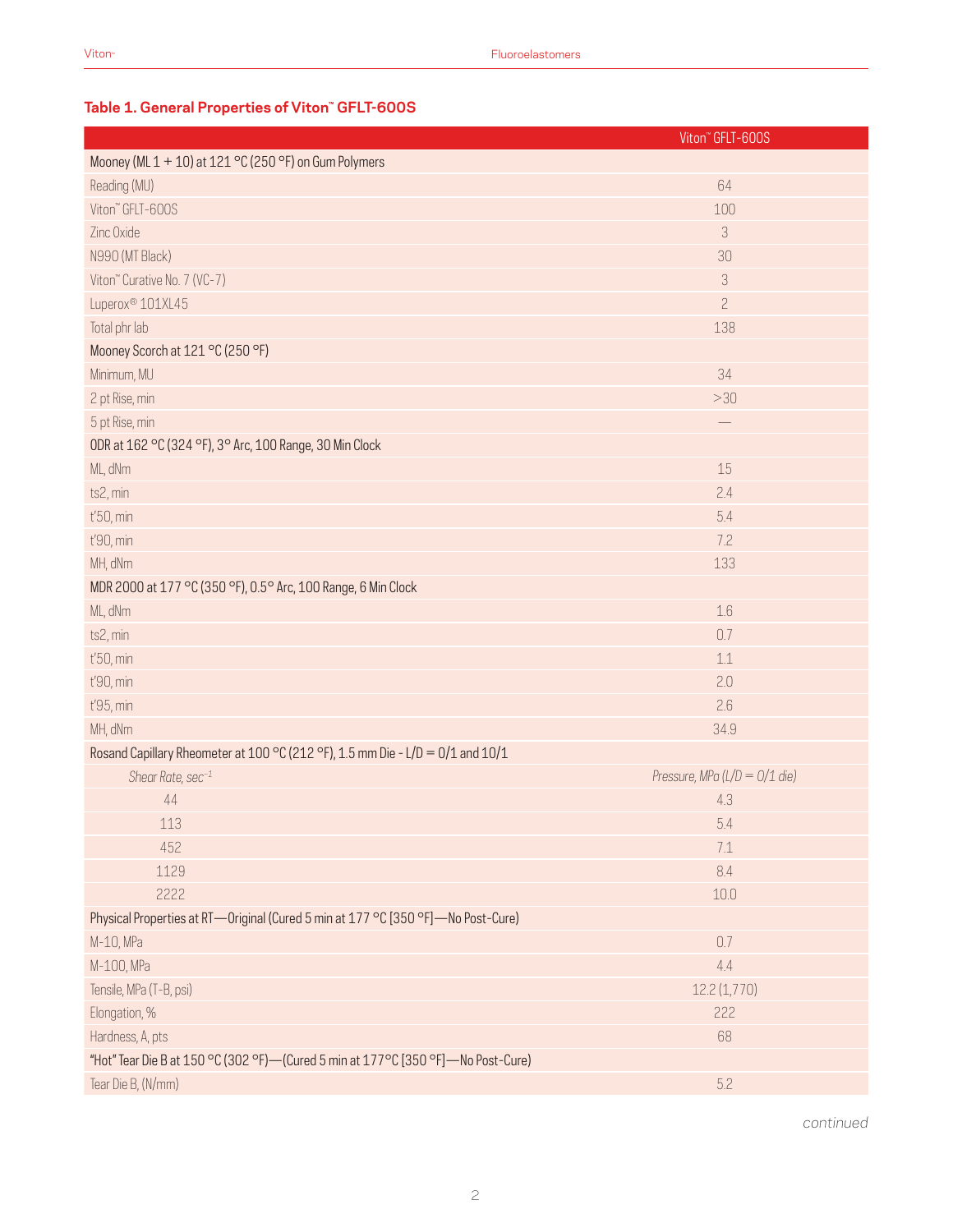### Table 1. General Properties of Viton™ GFLT-600S

| | Viton™ GFLT-600S |
|---|---|
| Mooney (ML 1 + 10) at 121 °C (250 °F) on Gum Polymers | |
| Reading (MU) | 64 |
| Viton™ GFLT-600S | 100 |
| Zinc Oxide | 3 |
| N990 (MT Black) | 30 |
| Viton™ Curative No. 7 (VC-7) | 3 |
| Luperox® 101XL45 | 2 |
| Total phr lab | 138 |
| Mooney Scorch at 121 °C (250 °F) | |
| Minimum, MU | 34 |
| 2 pt Rise, min | >30 |
| 5 pt Rise, min | — |
| ODR at 162 °C (324 °F), 3° Arc, 100 Range, 30 Min Clock | |
| ML, dNm | 15 |
| ts2, min | 2.4 |
| t'50, min | 5.4 |
| t'90, min | 7.2 |
| MH, dNm | 133 |
| MDR 2000 at 177 °C (350 °F), 0.5° Arc, 100 Range, 6 Min Clock | |
| ML, dNm | 1.6 |
| ts2, min | 0.7 |
| t'50, min | 1.1 |
| t'90, min | 2.0 |
| t'95, min | 2.6 |
| MH, dNm | 34.9 |
| Rosand Capillary Rheometer at 100 °C (212 °F), 1.5 mm Die - L/D = 0/1 and 10/1 | |
| *Shear Rate, sec$^{-1}$* | *Pressure, MPa (L/D = 0/1 die)* |
| 44 | 4.3 |
| 113 | 5.4 |
| 452 | 7.1 |
| 1129 | 8.4 |
| 2222 | 10.0 |
| Physical Properties at RT—Original (Cured 5 min at 177 °C [350 °F]—No Post-Cure) | |
| M-10, MPa | 0.7 |
| M-100, MPa | 4.4 |
| Tensile, MPa (T-B, psi) | 12.2 (1,770) |
| Elongation, % | 222 |
| Hardness, A, pts | 68 |
| "Hot" Tear Die B at 150 °C (302 °F)—(Cured 5 min at 177°C [350 °F]—No Post-Cure) | |
| Tear Die B, (N/mm) | 5.2 |

*continued*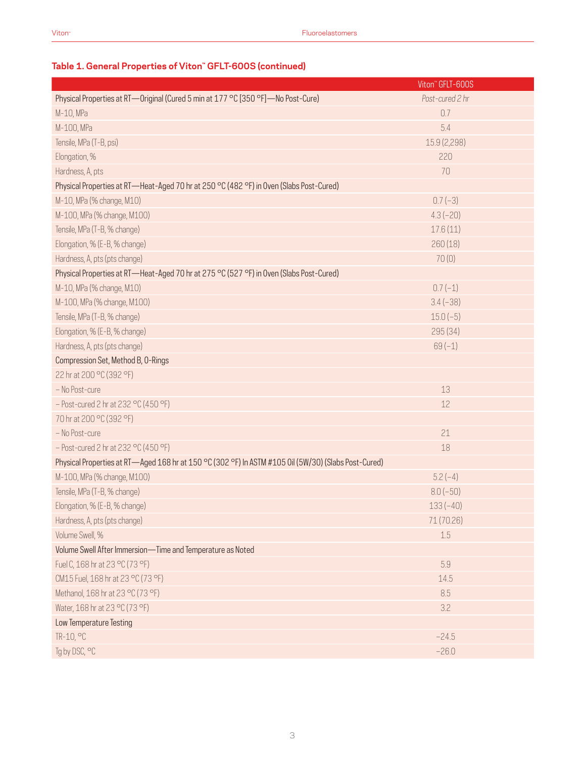## Table 1. General Properties of Viton™ GFLT-600S (continued)

| | Viton™ GFLT-600S |
|---|---|
| Physical Properties at RT—Original (Cured 5 min at 177 °C [350 °F]—No Post-Cure) | *Post-cured 2 hr* |
| M-10, MPa | 0.7 |
| M-100, MPa | 5.4 |
| Tensile, MPa (T-B, psi) | 15.9 (2,298) |
| Elongation, % | 220 |
| Hardness, A, pts | 70 |
| Physical Properties at RT—Heat-Aged 70 hr at 250 °C (482 °F) in Oven (Slabs Post-Cured) | |
| M-10, MPa (% change, M10) | 0.7 (−3) |
| M-100, MPa (% change, M100) | 4.3 (−20) |
| Tensile, MPa (T-B, % change) | 17.6 (11) |
| Elongation, % (E-B, % change) | 260 (18) |
| Hardness, A, pts (pts change) | 70 (0) |
| Physical Properties at RT—Heat-Aged 70 hr at 275 °C (527 °F) in Oven (Slabs Post-Cured) | |
| M-10, MPa (% change, M10) | 0.7 (−1) |
| M-100, MPa (% change, M100) | 3.4 (−38) |
| Tensile, MPa (T-B, % change) | 15.0 (−5) |
| Elongation, % (E-B, % change) | 295 (34) |
| Hardness, A, pts (pts change) | 69 (−1) |
| Compression Set, Method B, O-Rings | |
| 22 hr at 200 °C (392 °F) | |
| – No Post-cure | 13 |
| – Post-cured 2 hr at 232 °C (450 °F) | 12 |
| 70 hr at 200 °C (392 °F) | |
| – No Post-cure | 21 |
| – Post-cured 2 hr at 232 °C (450 °F) | 18 |
| Physical Properties at RT—Aged 168 hr at 150 °C (302 °F) In ASTM #105 Oil (5W/30) (Slabs Post-Cured) | |
| M-100, MPa (% change, M100) | 5.2 (−4) |
| Tensile, MPa (T-B, % change) | 8.0 (−50) |
| Elongation, % (E-B, % change) | 133 (−40) |
| Hardness, A, pts (pts change) | 71 (70.26) |
| Volume Swell, % | 1.5 |
| Volume Swell After Immersion—Time and Temperature as Noted | |
| Fuel C, 168 hr at 23 °C (73 °F) | 5.9 |
| CM15 Fuel, 168 hr at 23 °C (73 °F) | 14.5 |
| Methanol, 168 hr at 23 °C (73 °F) | 8.5 |
| Water, 168 hr at 23 °C (73 °F) | 3.2 |
| Low Temperature Testing | |
| TR-10, °C | −24.5 |
| Tg by DSC, °C | −26.0 |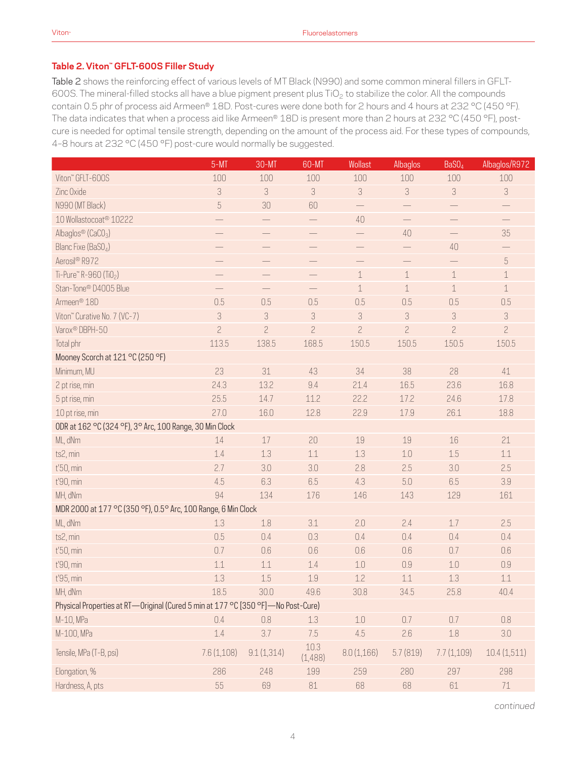### Table 2. Viton™ GFLT-600S Filler Study

Table 2 shows the reinforcing effect of various levels of MT Black (N990) and some common mineral fillers in GFLT-600S. The mineral-filled stocks all have a blue pigment present plus $TiO_2$ to stabilize the color. All the compounds contain 0.5 phr of process aid Armeen® 18D. Post-cures were done both for 2 hours and 4 hours at 232 °C (450 °F). The data indicates that when a process aid like Armeen® 18D is present more than 2 hours at 232 °C (450 °F), post-cure is needed for optimal tensile strength, depending on the amount of the process aid. For these types of compounds, 4–8 hours at 232 °C (450 °F) post-cure would normally be suggested.

| | 5-MT | 30-MT | 60-MT | Wollast | Albaglos | $BaSO_4$ | Albaglos/R972 |
|---|---|---|---|---|---|---|---|
| Viton™ GFLT-600S | 100 | 100 | 100 | 100 | 100 | 100 | 100 |
| Zinc Oxide | 3 | 3 | 3 | 3 | 3 | 3 | 3 |
| N990 (MT Black) | 5 | 30 | 60 | — | — | — | — |
| 10 Wollastocoat® 10222 | — | — | — | 40 | — | — | — |
| Albaglos® ($CaCO_3$) | — | — | — | — | 40 | — | 35 |
| Blanc Fixe ($BaSO_4$) | — | — | — | — | — | 40 | — |
| Aerosil® R972 | — | — | — | — | — | — | 5 |
| Ti-Pure™ R-960 ($TiO_2$) | — | — | — | 1 | 1 | 1 | 1 |
| Stan-Tone® D4005 Blue | — | — | — | 1 | 1 | 1 | 1 |
| Armeen® 18D | 0.5 | 0.5 | 0.5 | 0.5 | 0.5 | 0.5 | 0.5 |
| Viton™ Curative No. 7 (VC-7) | 3 | 3 | 3 | 3 | 3 | 3 | 3 |
| Varox® DBPH-50 | 2 | 2 | 2 | 2 | 2 | 2 | 2 |
| Total phr | 113.5 | 138.5 | 168.5 | 150.5 | 150.5 | 150.5 | 150.5 |
| Mooney Scorch at 121 °C (250 °F) | | | | | | | |
| Minimum, MU | 23 | 31 | 43 | 34 | 38 | 28 | 41 |
| 2 pt rise, min | 24.3 | 13.2 | 9.4 | 21.4 | 16.5 | 23.6 | 16.8 |
| 5 pt rise, min | 25.5 | 14.7 | 11.2 | 22.2 | 17.2 | 24.6 | 17.8 |
| 10 pt rise, min | 27.0 | 16.0 | 12.8 | 22.9 | 17.9 | 26.1 | 18.8 |
| ODR at 162 °C (324 °F), 3° Arc, 100 Range, 30 Min Clock | | | | | | | |
| ML, dNm | 14 | 17 | 20 | 19 | 19 | 16 | 21 |
| ts2, min | 1.4 | 1.3 | 1.1 | 1.3 | 1.0 | 1.5 | 1.1 |
| t'50, min | 2.7 | 3.0 | 3.0 | 2.8 | 2.5 | 3.0 | 2.5 |
| t'90, min | 4.5 | 6.3 | 6.5 | 4.3 | 5.0 | 6.5 | 3.9 |
| MH, dNm | 94 | 134 | 176 | 146 | 143 | 129 | 161 |
| MDR 2000 at 177 °C (350 °F), 0.5° Arc, 100 Range, 6 Min Clock | | | | | | | |
| ML, dNm | 1.3 | 1.8 | 3.1 | 2.0 | 2.4 | 1.7 | 2.5 |
| ts2, min | 0.5 | 0.4 | 0.3 | 0.4 | 0.4 | 0.4 | 0.4 |
| t'50, min | 0.7 | 0.6 | 0.6 | 0.6 | 0.6 | 0.7 | 0.6 |
| t'90, min | 1.1 | 1.1 | 1.4 | 1.0 | 0.9 | 1.0 | 0.9 |
| t'95, min | 1.3 | 1.5 | 1.9 | 1.2 | 1.1 | 1.3 | 1.1 |
| MH, dNm | 18.5 | 30.0 | 49.6 | 30.8 | 34.5 | 25.8 | 40.4 |
| Physical Properties at RT—Original (Cured 5 min at 177 °C [350 °F]—No Post-Cure) | | | | | | | |
| M-10, MPa | 0.4 | 0.8 | 1.3 | 1.0 | 0.7 | 0.7 | 0.8 |
| M-100, MPa | 1.4 | 3.7 | 7.5 | 4.5 | 2.6 | 1.8 | 3.0 |
| Tensile, MPa (T-B, psi) | 7.6 (1,108) | 9.1 (1,314) | 10.3 (1,488) | 8.0 (1,166) | 5.7 (819) | 7.7 (1,109) | 10.4 (1,511) |
| Elongation, % | 286 | 248 | 199 | 259 | 280 | 297 | 298 |
| Hardness, A, pts | 55 | 69 | 81 | 68 | 68 | 61 | 71 |

*continued*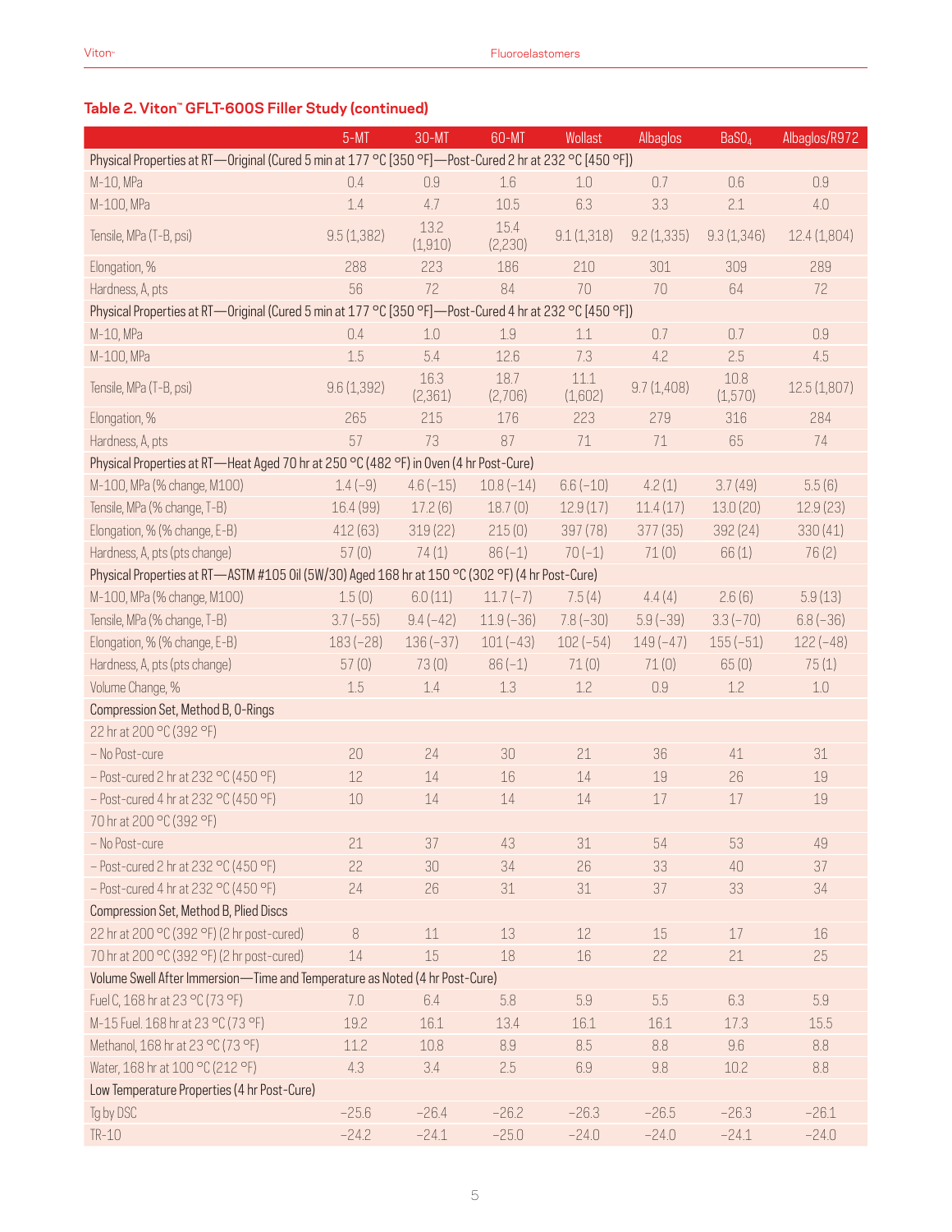### Table 2. Viton™ GFLT-600S Filler Study (continued)

| | 5-MT | 30-MT | 60-MT | Wollast | Albaglos | $BaSO_4$ | Albaglos/R972 |
|---|---|---|---|---|---|---|---|
| Physical Properties at RT—Original (Cured 5 min at 177 °C [350 °F]—Post-Cured 2 hr at 232 °C [450 °F]) | | | | | | | |
| M-10, MPa | 0.4 | 0.9 | 1.6 | 1.0 | 0.7 | 0.6 | 0.9 |
| M-100, MPa | 1.4 | 4.7 | 10.5 | 6.3 | 3.3 | 2.1 | 4.0 |
| Tensile, MPa (T-B, psi) | 9.5 (1,382) | 13.2 (1,910) | 15.4 (2,230) | 9.1 (1,318) | 9.2 (1,335) | 9.3 (1,346) | 12.4 (1,804) |
| Elongation, % | 288 | 223 | 186 | 210 | 301 | 309 | 289 |
| Hardness, A, pts | 56 | 72 | 84 | 70 | 70 | 64 | 72 |
| Physical Properties at RT—Original (Cured 5 min at 177 °C [350 °F]—Post-Cured 4 hr at 232 °C [450 °F]) | | | | | | | |
| M-10, MPa | 0.4 | 1.0 | 1.9 | 1.1 | 0.7 | 0.7 | 0.9 |
| M-100, MPa | 1.5 | 5.4 | 12.6 | 7.3 | 4.2 | 2.5 | 4.5 |
| Tensile, MPa (T-B, psi) | 9.6 (1,392) | 16.3 (2,361) | 18.7 (2,706) | 11.1 (1,602) | 9.7 (1,408) | 10.8 (1,570) | 12.5 (1,807) |
| Elongation, % | 265 | 215 | 176 | 223 | 279 | 316 | 284 |
| Hardness, A, pts | 57 | 73 | 87 | 71 | 71 | 65 | 74 |
| Physical Properties at RT—Heat Aged 70 hr at 250 °C (482 °F) in Oven (4 hr Post-Cure) | | | | | | | |
| M-100, MPa (% change, M100) | 1.4 (−9) | 4.6 (−15) | 10.8 (−14) | 6.6 (−10) | 4.2 (1) | 3.7 (49) | 5.5 (6) |
| Tensile, MPa (% change, T-B) | 16.4 (99) | 17.2 (6) | 18.7 (0) | 12.9 (17) | 11.4 (17) | 13.0 (20) | 12.9 (23) |
| Elongation, % (% change, E-B) | 412 (63) | 319 (22) | 215 (0) | 397 (78) | 377 (35) | 392 (24) | 330 (41) |
| Hardness, A, pts (pts change) | 57 (0) | 74 (1) | 86 (−1) | 70 (−1) | 71 (0) | 66 (1) | 76 (2) |
| Physical Properties at RT—ASTM #105 Oil (5W/30) Aged 168 hr at 150 °C (302 °F) (4 hr Post-Cure) | | | | | | | |
| M-100, MPa (% change, M100) | 1.5 (0) | 6.0 (11) | 11.7 (−7) | 7.5 (4) | 4.4 (4) | 2.6 (6) | 5.9 (13) |
| Tensile, MPa (% change, T-B) | 3.7 (−55) | 9.4 (−42) | 11.9 (−36) | 7.8 (−30) | 5.9 (−39) | 3.3 (−70) | 6.8 (−36) |
| Elongation, % (% change, E-B) | 183 (−28) | 136 (−37) | 101 (−43) | 102 (−54) | 149 (−47) | 155 (−51) | 122 (−48) |
| Hardness, A, pts (pts change) | 57 (0) | 73 (0) | 86 (−1) | 71 (0) | 71 (0) | 65 (0) | 75 (1) |
| Volume Change, % | 1.5 | 1.4 | 1.3 | 1.2 | 0.9 | 1.2 | 1.0 |
| Compression Set, Method B, O-Rings | | | | | | | |
| 22 hr at 200 °C (392 °F) | | | | | | | |
| – No Post-cure | 20 | 24 | 30 | 21 | 36 | 41 | 31 |
| – Post-cured 2 hr at 232 °C (450 °F) | 12 | 14 | 16 | 14 | 19 | 26 | 19 |
| – Post-cured 4 hr at 232 °C (450 °F) | 10 | 14 | 14 | 14 | 17 | 17 | 19 |
| 70 hr at 200 °C (392 °F) | | | | | | | |
| – No Post-cure | 21 | 37 | 43 | 31 | 54 | 53 | 49 |
| – Post-cured 2 hr at 232 °C (450 °F) | 22 | 30 | 34 | 26 | 33 | 40 | 37 |
| – Post-cured 4 hr at 232 °C (450 °F) | 24 | 26 | 31 | 31 | 37 | 33 | 34 |
| Compression Set, Method B, Plied Discs | | | | | | | |
| 22 hr at 200 °C (392 °F) (2 hr post-cured) | 8 | 11 | 13 | 12 | 15 | 17 | 16 |
| 70 hr at 200 °C (392 °F) (2 hr post-cured) | 14 | 15 | 18 | 16 | 22 | 21 | 25 |
| Volume Swell After Immersion—Time and Temperature as Noted (4 hr Post-Cure) | | | | | | | |
| Fuel C, 168 hr at 23 °C (73 °F) | 7.0 | 6.4 | 5.8 | 5.9 | 5.5 | 6.3 | 5.9 |
| M-15 Fuel. 168 hr at 23 °C (73 °F) | 19.2 | 16.1 | 13.4 | 16.1 | 16.1 | 17.3 | 15.5 |
| Methanol, 168 hr at 23 °C (73 °F) | 11.2 | 10.8 | 8.9 | 8.5 | 8.8 | 9.6 | 8.8 |
| Water, 168 hr at 100 °C (212 °F) | 4.3 | 3.4 | 2.5 | 6.9 | 9.8 | 10.2 | 8.8 |
| Low Temperature Properties (4 hr Post-Cure) | | | | | | | |
| Tg by DSC | −25.6 | −26.4 | −26.2 | −26.3 | −26.5 | −26.3 | −26.1 |
| TR-10 | −24.2 | −24.1 | −25.0 | −24.0 | −24.0 | −24.1 | −24.0 |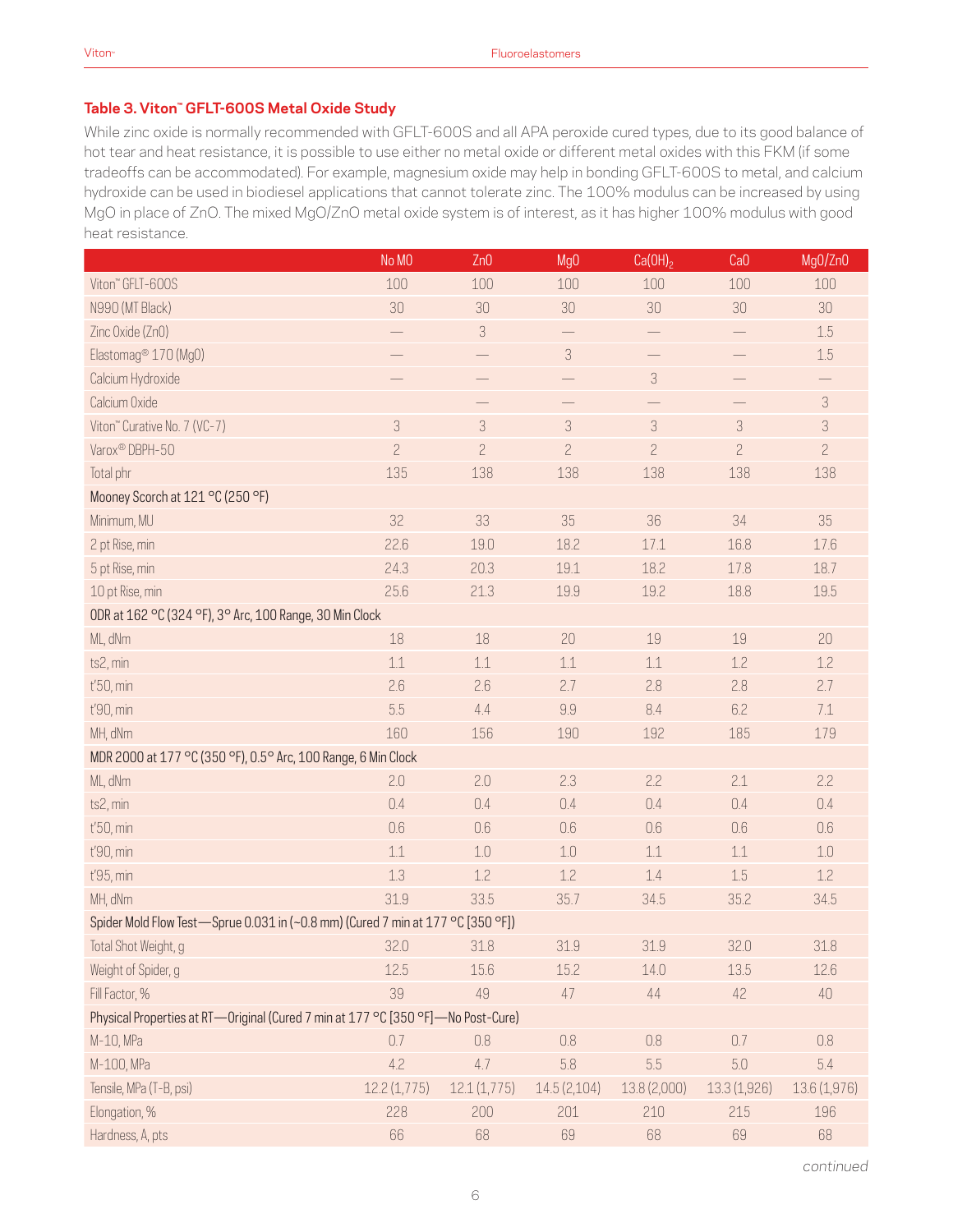### Table 3. Viton™ GFLT-600S Metal Oxide Study

While zinc oxide is normally recommended with GFLT-600S and all APA peroxide cured types, due to its good balance of hot tear and heat resistance, it is possible to use either no metal oxide or different metal oxides with this FKM (if some tradeoffs can be accommodated). For example, magnesium oxide may help in bonding GFLT-600S to metal, and calcium hydroxide can be used in biodiesel applications that cannot tolerate zinc. The 100% modulus can be increased by using MgO in place of ZnO. The mixed MgO/ZnO metal oxide system is of interest, as it has higher 100% modulus with good heat resistance.

| | No MO | ZnO | MgO | $Ca(OH)_2$ | CaO | MgO/ZnO |
|---|---|---|---|---|---|---|
| Viton™ GFLT-600S | 100 | 100 | 100 | 100 | 100 | 100 |
| N990 (MT Black) | 30 | 30 | 30 | 30 | 30 | 30 |
| Zinc Oxide (ZnO) | — | 3 | — | — | — | 1.5 |
| Elastomag® 170 (MgO) | — | — | 3 | — | — | 1.5 |
| Calcium Hydroxide | — | — | — | 3 | — | — |
| Calcium Oxide | | — | — | — | — | 3 |
| Viton™ Curative No. 7 (VC-7) | 3 | 3 | 3 | 3 | 3 | 3 |
| Varox® DBPH-50 | 2 | 2 | 2 | 2 | 2 | 2 |
| Total phr | 135 | 138 | 138 | 138 | 138 | 138 |
| Mooney Scorch at 121 °C (250 °F) | | | | | | |
| Minimum, MU | 32 | 33 | 35 | 36 | 34 | 35 |
| 2 pt Rise, min | 22.6 | 19.0 | 18.2 | 17.1 | 16.8 | 17.6 |
| 5 pt Rise, min | 24.3 | 20.3 | 19.1 | 18.2 | 17.8 | 18.7 |
| 10 pt Rise, min | 25.6 | 21.3 | 19.9 | 19.2 | 18.8 | 19.5 |
| ODR at 162 °C (324 °F), 3° Arc, 100 Range, 30 Min Clock | | | | | | |
| ML, dNm | 18 | 18 | 20 | 19 | 19 | 20 |
| ts2, min | 1.1 | 1.1 | 1.1 | 1.1 | 1.2 | 1.2 |
| t'50, min | 2.6 | 2.6 | 2.7 | 2.8 | 2.8 | 2.7 |
| t'90, min | 5.5 | 4.4 | 9.9 | 8.4 | 6.2 | 7.1 |
| MH, dNm | 160 | 156 | 190 | 192 | 185 | 179 |
| MDR 2000 at 177 °C (350 °F), 0.5° Arc, 100 Range, 6 Min Clock | | | | | | |
| ML, dNm | 2.0 | 2.0 | 2.3 | 2.2 | 2.1 | 2.2 |
| ts2, min | 0.4 | 0.4 | 0.4 | 0.4 | 0.4 | 0.4 |
| t'50, min | 0.6 | 0.6 | 0.6 | 0.6 | 0.6 | 0.6 |
| t'90, min | 1.1 | 1.0 | 1.0 | 1.1 | 1.1 | 1.0 |
| t'95, min | 1.3 | 1.2 | 1.2 | 1.4 | 1.5 | 1.2 |
| MH, dNm | 31.9 | 33.5 | 35.7 | 34.5 | 35.2 | 34.5 |
| Spider Mold Flow Test—Sprue 0.031 in (~0.8 mm) (Cured 7 min at 177 °C [350 °F]) | | | | | | |
| Total Shot Weight, g | 32.0 | 31.8 | 31.9 | 31.9 | 32.0 | 31.8 |
| Weight of Spider, g | 12.5 | 15.6 | 15.2 | 14.0 | 13.5 | 12.6 |
| Fill Factor, % | 39 | 49 | 47 | 44 | 42 | 40 |
| Physical Properties at RT—Original (Cured 7 min at 177 °C [350 °F]—No Post-Cure) | | | | | | |
| M-10, MPa | 0.7 | 0.8 | 0.8 | 0.8 | 0.7 | 0.8 |
| M-100, MPa | 4.2 | 4.7 | 5.8 | 5.5 | 5.0 | 5.4 |
| Tensile, MPa (T-B, psi) | 12.2 (1,775) | 12.1 (1,775) | 14.5 (2,104) | 13.8 (2,000) | 13.3 (1,926) | 13.6 (1,976) |
| Elongation, % | 228 | 200 | 201 | 210 | 215 | 196 |
| Hardness, A, pts | 66 | 68 | 69 | 68 | 69 | 68 |

*continued*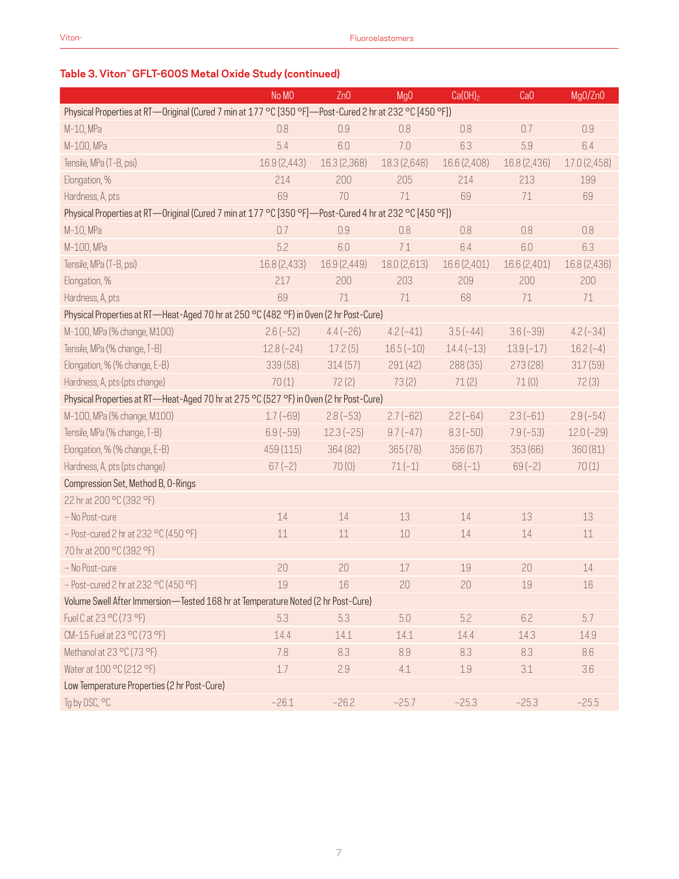## Table 3. Viton™ GFLT-600S Metal Oxide Study (continued)

| | No MO | ZnO | MgO | $Ca(OH)_2$ | CaO | MgO/ZnO |
|---|---|---|---|---|---|---|
| Physical Properties at RT—Original (Cured 7 min at 177 °C [350 °F]—Post-Cured 2 hr at 232 °C [450 °F]) | | | | | | |
| M-10, MPa | 0.8 | 0.9 | 0.8 | 0.8 | 0.7 | 0.9 |
| M-100, MPa | 5.4 | 6.0 | 7.0 | 6.3 | 5.9 | 6.4 |
| Tensile, MPa (T-B, psi) | 16.9 (2,443) | 16.3 (2,368) | 18.3 (2,648) | 16.6 (2,408) | 16.8 (2,436) | 17.0 (2,458) |
| Elongation, % | 214 | 200 | 205 | 214 | 213 | 199 |
| Hardness, A, pts | 69 | 70 | 71 | 69 | 71 | 69 |
| Physical Properties at RT—Original (Cured 7 min at 177 °C [350 °F]—Post-Cured 4 hr at 232 °C [450 °F]) | | | | | | |
| M-10, MPa | 0.7 | 0.9 | 0.8 | 0.8 | 0.8 | 0.8 |
| M-100, MPa | 5.2 | 6.0 | 7.1 | 6.4 | 6.0 | 6.3 |
| Tensile, MPa (T-B, psi) | 16.8 (2,433) | 16.9 (2,449) | 18.0 (2,613) | 16.6 (2,401) | 16.6 (2,401) | 16.8 (2,436) |
| Elongation, % | 217 | 200 | 203 | 209 | 200 | 200 |
| Hardness, A, pts | 69 | 71 | 71 | 68 | 71 | 71 |
| Physical Properties at RT—Heat-Aged 70 hr at 250 °C (482 °F) in Oven (2 hr Post-Cure) | | | | | | |
| M-100, MPa (% change, M100) | 2.6 (−52) | 4.4 (−26) | 4.2 (−41) | 3.5 (−44) | 3.6 (−39) | 4.2 (−34) |
| Tensile, MPa (% change, T-B) | 12.8 (−24) | 17.2 (5) | 16.5 (−10) | 14.4 (−13) | 13.9 (−17) | 16.2 (−4) |
| Elongation, % (% change, E-B) | 339 (58) | 314 (57) | 291 (42) | 288 (35) | 273 (28) | 317 (59) |
| Hardness, A, pts (pts change) | 70 (1) | 72 (2) | 73 (2) | 71 (2) | 71 (0) | 72 (3) |
| Physical Properties at RT—Heat-Aged 70 hr at 275 °C (527 °F) in Oven (2 hr Post-Cure) | | | | | | |
| M-100, MPa (% change, M100) | 1.7 (−69) | 2.8 (−53) | 2.7 (−62) | 2.2 (−64) | 2.3 (−61) | 2.9 (−54) |
| Tensile, MPa (% change, T-B) | 6.9 (−59) | 12.3 (−25) | 9.7 (−47) | 8.3 (−50) | 7.9 (−53) | 12.0 (−29) |
| Elongation, % (% change, E-B) | 459 (115) | 364 (82) | 365 (78) | 356 (67) | 353 (66) | 360 (81) |
| Hardness, A, pts (pts change) | 67 (−2) | 70 (0) | 71 (−1) | 68 (−1) | 69 (−2) | 70 (1) |
| Compression Set, Method B, O-Rings | | | | | | |
| 22 hr at 200 °C (392 °F) | | | | | | |
| – No Post-cure | 14 | 14 | 13 | 14 | 13 | 13 |
| – Post-cured 2 hr at 232 °C (450 °F) | 11 | 11 | 10 | 14 | 14 | 11 |
| 70 hr at 200 °C (392 °F) | | | | | | |
| – No Post-cure | 20 | 20 | 17 | 19 | 20 | 14 |
| – Post-cured 2 hr at 232 °C (450 °F) | 19 | 16 | 20 | 20 | 19 | 16 |
| Volume Swell After Immersion—Tested 168 hr at Temperature Noted (2 hr Post-Cure) | | | | | | |
| Fuel C at 23 °C (73 °F) | 5.3 | 5.3 | 5.0 | 5.2 | 6.2 | 5.7 |
| CM-15 Fuel at 23 °C (73 °F) | 14.4 | 14.1 | 14.1 | 14.4 | 14.3 | 14.9 |
| Methanol at 23 °C (73 °F) | 7.8 | 8.3 | 8.9 | 8.3 | 8.3 | 8.6 |
| Water at 100 °C (212 °F) | 1.7 | 2.9 | 4.1 | 1.9 | 3.1 | 3.6 |
| Low Temperature Properties (2 hr Post-Cure) | | | | | | |
| Tg by DSC, °C | −26.1 | −26.2 | −25.7 | −25.3 | −25.3 | −25.5 |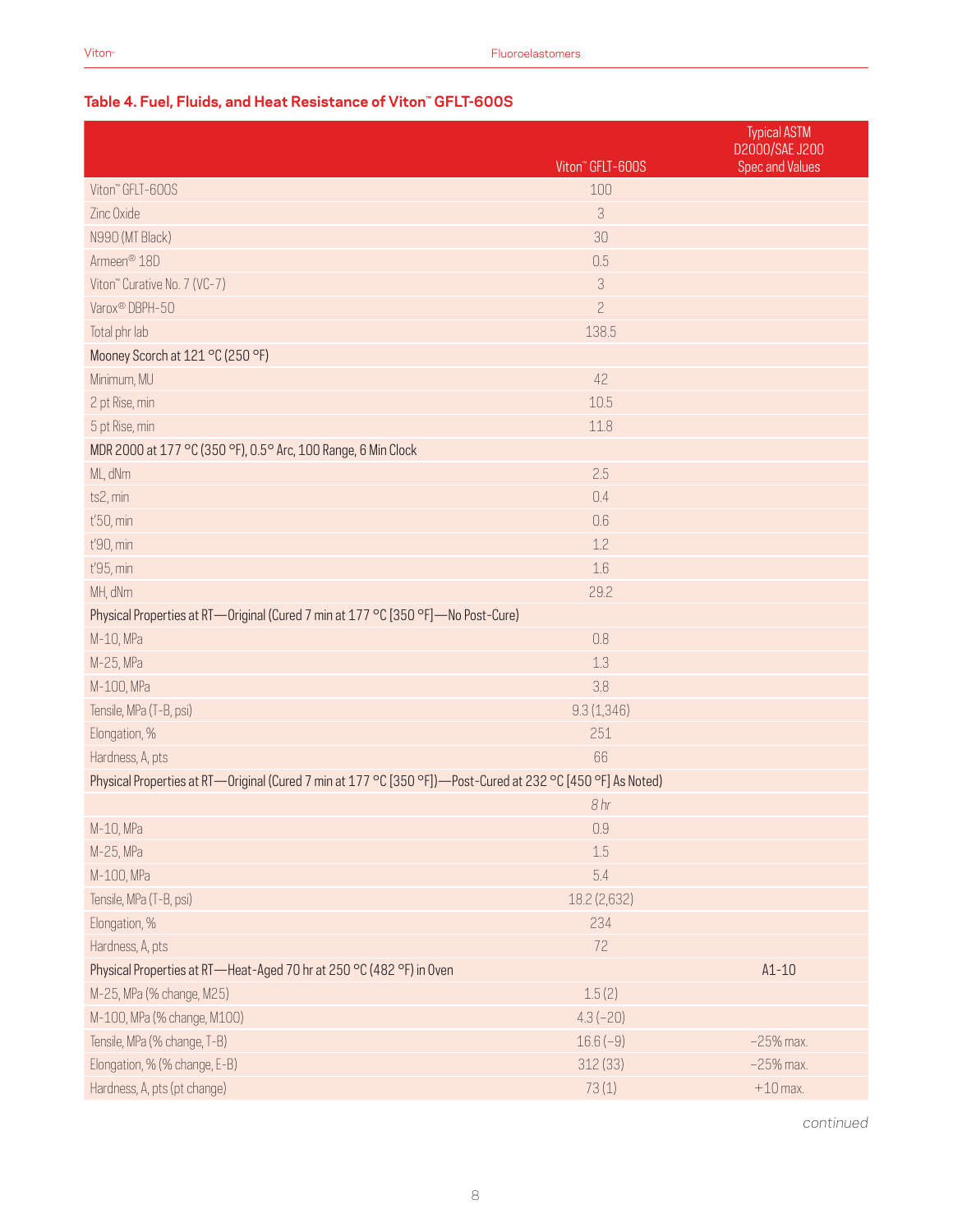### Table 4. Fuel, Fluids, and Heat Resistance of Viton™ GFLT-600S

| | Viton™ GFLT-600S | Typical ASTM D2000/SAE J200 Spec and Values |
|---|---|---|
| Viton™ GFLT-600S | 100 | |
| Zinc Oxide | 3 | |
| N990 (MT Black) | 30 | |
| Armeen® 18D | 0.5 | |
| Viton™ Curative No. 7 (VC-7) | 3 | |
| Varox® DBPH-50 | 2 | |
| Total phr lab | 138.5 | |
| Mooney Scorch at 121 °C (250 °F) | | |
| Minimum, MU | 42 | |
| 2 pt Rise, min | 10.5 | |
| 5 pt Rise, min | 11.8 | |
| MDR 2000 at 177 °C (350 °F), 0.5° Arc, 100 Range, 6 Min Clock | | |
| ML, dNm | 2.5 | |
| ts2, min | 0.4 | |
| t'50, min | 0.6 | |
| t'90, min | 1.2 | |
| t'95, min | 1.6 | |
| MH, dNm | 29.2 | |
| Physical Properties at RT—Original (Cured 7 min at 177 °C [350 °F]—No Post-Cure) | | |
| M-10, MPa | 0.8 | |
| M-25, MPa | 1.3 | |
| M-100, MPa | 3.8 | |
| Tensile, MPa (T-B, psi) | 9.3 (1,346) | |
| Elongation, % | 251 | |
| Hardness, A, pts | 66 | |
| Physical Properties at RT—Original (Cured 7 min at 177 °C [350 °F])—Post-Cured at 232 °C [450 °F] As Noted) | | |
| | *8 hr* | |
| M-10, MPa | 0.9 | |
| M-25, MPa | 1.5 | |
| M-100, MPa | 5.4 | |
| Tensile, MPa (T-B, psi) | 18.2 (2,632) | |
| Elongation, % | 234 | |
| Hardness, A, pts | 72 | |
| Physical Properties at RT—Heat-Aged 70 hr at 250 °C (482 °F) in Oven | | A1-10 |
| M-25, MPa (% change, M25) | 1.5 (2) | |
| M-100, MPa (% change, M100) | 4.3 (−20) | |
| Tensile, MPa (% change, T-B) | 16.6 (−9) | −25% max. |
| Elongation, % (% change, E-B) | 312 (33) | −25% max. |
| Hardness, A, pts (pt change) | 73 (1) | +10 max. |

*continued*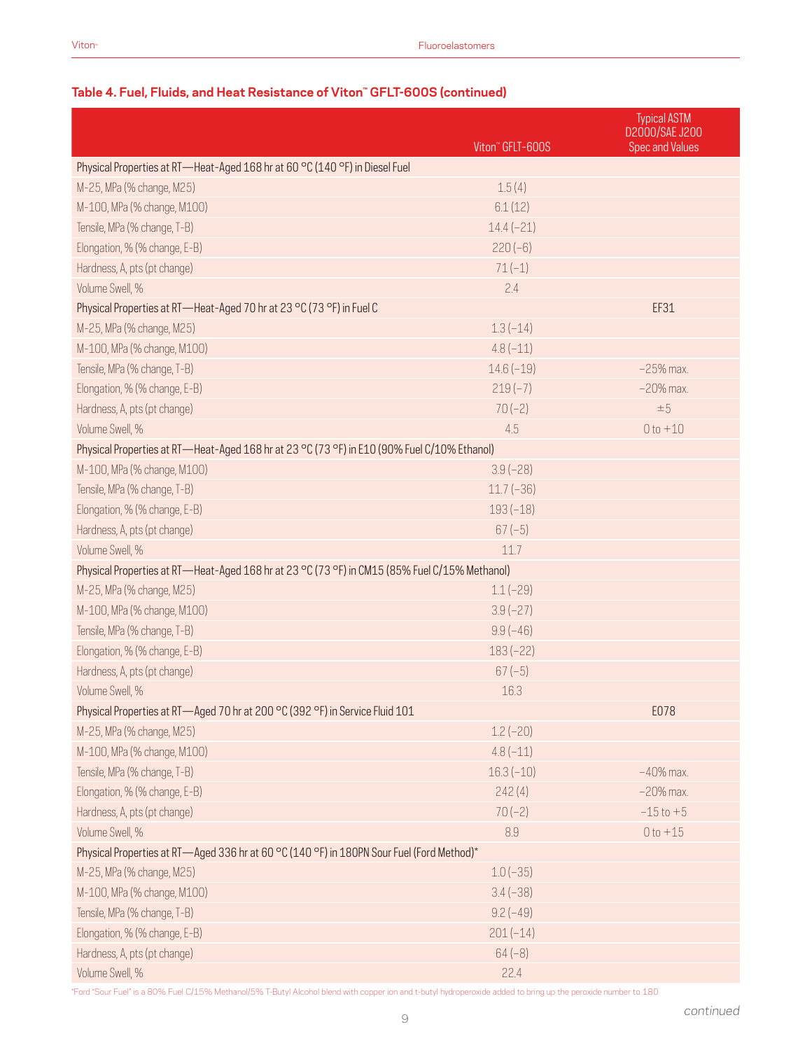### Table 4. Fuel, Fluids, and Heat Resistance of Viton™ GFLT-600S (continued)

| | Viton™ GFLT-600S | Typical ASTM D2000/SAE J200 Spec and Values |
|---|---|---|
| **Physical Properties at RT—Heat-Aged 168 hr at 60 °C (140 °F) in Diesel Fuel** | | |
| M-25, MPa (% change, M25) | 1.5 (4) | |
| M-100, MPa (% change, M100) | 6.1 (12) | |
| Tensile, MPa (% change, T-B) | 14.4 (−21) | |
| Elongation, % (% change, E-B) | 220 (−6) | |
| Hardness, A, pts (pt change) | 71 (−1) | |
| Volume Swell, % | 2.4 | |
| **Physical Properties at RT—Heat-Aged 70 hr at 23 °C (73 °F) in Fuel C** | | EF31 |
| M-25, MPa (% change, M25) | 1.3 (−14) | |
| M-100, MPa (% change, M100) | 4.8 (−11) | |
| Tensile, MPa (% change, T-B) | 14.6 (−19) | −25% max. |
| Elongation, % (% change, E-B) | 219 (−7) | −20% max. |
| Hardness, A, pts (pt change) | 70 (−2) | ±5 |
| Volume Swell, % | 4.5 | 0 to +10 |
| **Physical Properties at RT—Heat-Aged 168 hr at 23 °C (73 °F) in E10 (90% Fuel C/10% Ethanol)** | | |
| M-100, MPa (% change, M100) | 3.9 (−28) | |
| Tensile, MPa (% change, T-B) | 11.7 (−36) | |
| Elongation, % (% change, E-B) | 193 (−18) | |
| Hardness, A, pts (pt change) | 67 (−5) | |
| Volume Swell, % | 11.7 | |
| **Physical Properties at RT—Heat-Aged 168 hr at 23 °C (73 °F) in CM15 (85% Fuel C/15% Methanol)** | | |
| M-25, MPa (% change, M25) | 1.1 (−29) | |
| M-100, MPa (% change, M100) | 3.9 (−27) | |
| Tensile, MPa (% change, T-B) | 9.9 (−46) | |
| Elongation, % (% change, E-B) | 183 (−22) | |
| Hardness, A, pts (pt change) | 67 (−5) | |
| Volume Swell, % | 16.3 | |
| **Physical Properties at RT—Aged 70 hr at 200 °C (392 °F) in Service Fluid 101** | | EO78 |
| M-25, MPa (% change, M25) | 1.2 (−20) | |
| M-100, MPa (% change, M100) | 4.8 (−11) | |
| Tensile, MPa (% change, T-B) | 16.3 (−10) | −40% max. |
| Elongation, % (% change, E-B) | 242 (4) | −20% max. |
| Hardness, A, pts (pt change) | 70 (−2) | −15 to +5 |
| Volume Swell, % | 8.9 | 0 to +15 |
| **Physical Properties at RT—Aged 336 hr at 60 °C (140 °F) in 180PN Sour Fuel (Ford Method)*** | | |
| M-25, MPa (% change, M25) | 1.0 (−35) | |
| M-100, MPa (% change, M100) | 3.4 (−38) | |
| Tensile, MPa (% change, T-B) | 9.2 (−49) | |
| Elongation, % (% change, E-B) | 201 (−14) | |
| Hardness, A, pts (pt change) | 64 (−8) | |
| Volume Swell, % | 22.4 | |

*Ford "Sour Fuel" is a 80% Fuel C/15% Methanol/5% T-Butyl Alcohol blend with copper ion and t-butyl hydroperoxide added to bring up the peroxide number to 180

*continued*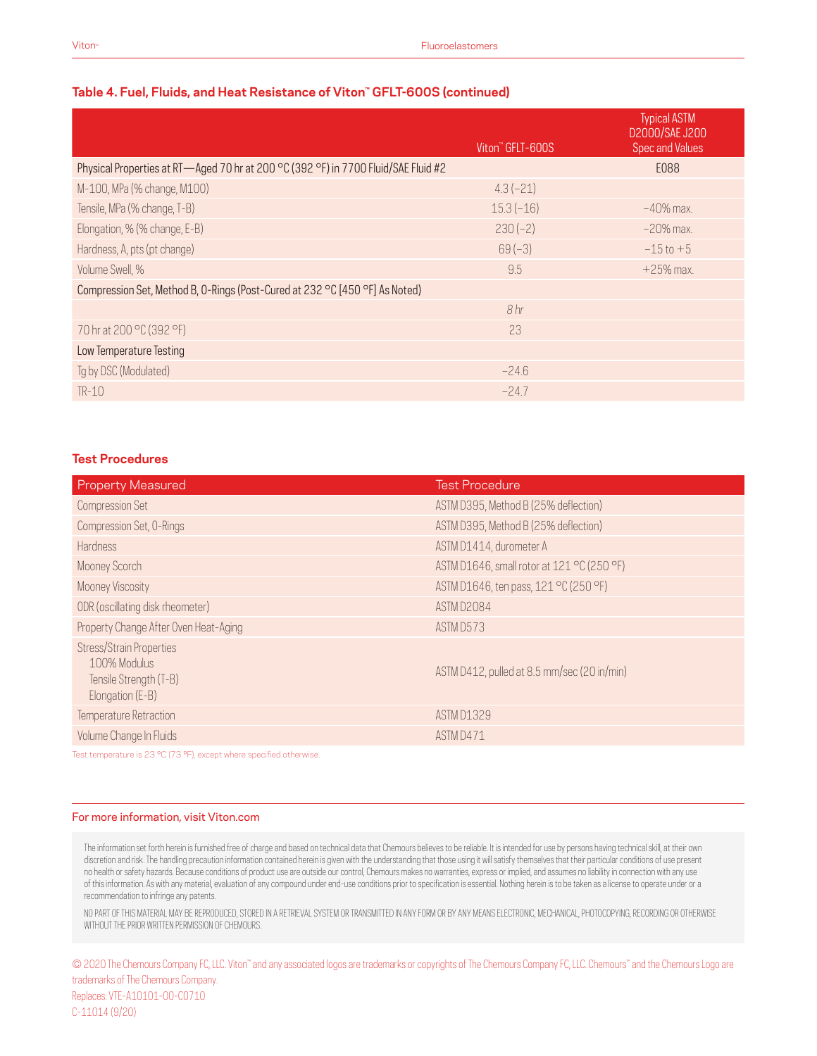### Table 4. Fuel, Fluids, and Heat Resistance of Viton™ GFLT-600S (continued)

| | Viton™ GFLT-600S | Typical ASTM D2000/SAE J200 Spec and Values |
|---|---|---|
| Physical Properties at RT—Aged 70 hr at 200 °C (392 °F) in 7700 Fluid/SAE Fluid #2 | | E088 |
| M-100, MPa (% change, M100) | 4.3 (−21) | |
| Tensile, MPa (% change, T-B) | 15.3 (−16) | −40% max. |
| Elongation, % (% change, E-B) | 230 (−2) | −20% max. |
| Hardness, A, pts (pt change) | 69 (−3) | −15 to +5 |
| Volume Swell, % | 9.5 | +25% max. |
| Compression Set, Method B, O-Rings (Post-Cured at 232 °C [450 °F] As Noted) | | |
| | *8 hr* | |
| 70 hr at 200 °C (392 °F) | 23 | |
| Low Temperature Testing | | |
| Tg by DSC (Modulated) | −24.6 | |
| TR-10 | −24.7 | |

### Test Procedures

| Property Measured | Test Procedure |
|---|---|
| Compression Set | ASTM D395, Method B (25% deflection) |
| Compression Set, O-Rings | ASTM D395, Method B (25% deflection) |
| Hardness | ASTM D1414, durometer A |
| Mooney Scorch | ASTM D1646, small rotor at 121 °C (250 °F) |
| Mooney Viscosity | ASTM D1646, ten pass, 121 °C (250 °F) |
| ODR (oscillating disk rheometer) | ASTM D2084 |
| Property Change After Oven Heat-Aging | ASTM D573 |
| Stress/Strain Properties<br>100% Modulus<br>Tensile Strength (T-B)<br>Elongation (E-B) | ASTM D412, pulled at 8.5 mm/sec (20 in/min) |
| Temperature Retraction | ASTM D1329 |
| Volume Change In Fluids | ASTM D471 |

Test temperature is 23 °C (73 °F), except where specified otherwise.

For more information, visit Viton.com

The information set forth herein is furnished free of charge and based on technical data that Chemours believes to be reliable. It is intended for use by persons having technical skill, at their own discretion and risk. The handling precaution information contained herein is given with the understanding that those using it will satisfy themselves that their particular conditions of use present no health or safety hazards. Because conditions of product use are outside our control, Chemours makes no warranties, express or implied, and assumes no liability in connection with any use of this information. As with any material, evaluation of any compound under end-use conditions prior to specification is essential. Nothing herein is to be taken as a license to operate under or a recommendation to infringe any patents.

NO PART OF THIS MATERIAL MAY BE REPRODUCED, STORED IN A RETRIEVAL SYSTEM OR TRANSMITTED IN ANY FORM OR BY ANY MEANS ELECTRONIC, MECHANICAL, PHOTOCOPYING, RECORDING OR OTHERWISE WITHOUT THE PRIOR WRITTEN PERMISSION OF CHEMOURS.

© 2020 The Chemours Company FC, LLC. Viton™ and any associated logos are trademarks or copyrights of The Chemours Company FC, LLC. Chemours™ and the Chemours Logo are trademarks of The Chemours Company.

Replaces: VTE-A10101-00-C0710

C-11014 (9/20)